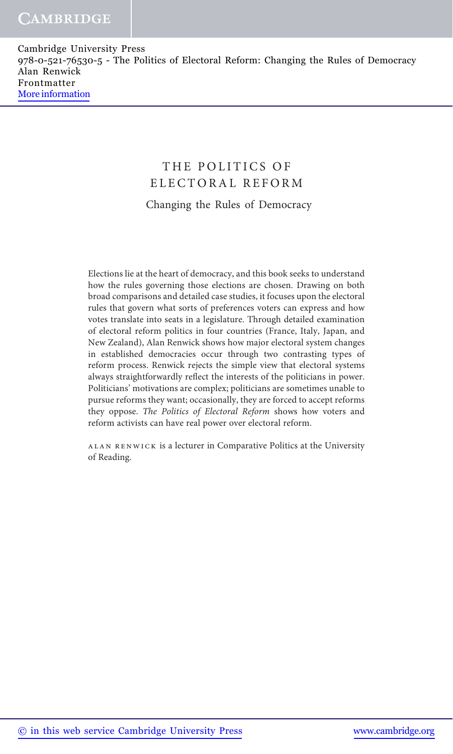# THE POLITICS OF ELECTORAL REFORM

## Changing the Rules of Democracy

Elections lie at the heart of democracy, and this book seeks to understand how the rules governing those elections are chosen. Drawing on both broad comparisons and detailed case studies, it focuses upon the electoral rules that govern what sorts of preferences voters can express and how votes translate into seats in a legislature. Through detailed examination of electoral reform politics in four countries (France, Italy, Japan, and New Zealand), Alan Renwick shows how major electoral system changes in established democracies occur through two contrasting types of reform process. Renwick rejects the simple view that electoral systems always straightforwardly reflect the interests of the politicians in power. Politicians' motivations are complex; politicians are sometimes unable to pursue reforms they want; occasionally, they are forced to accept reforms they oppose. *The Politics of Electoral Reform* shows how voters and reform activists can have real power over electoral reform.

ALAN RENWICK is a lecturer in Comparative Politics at the University of Reading.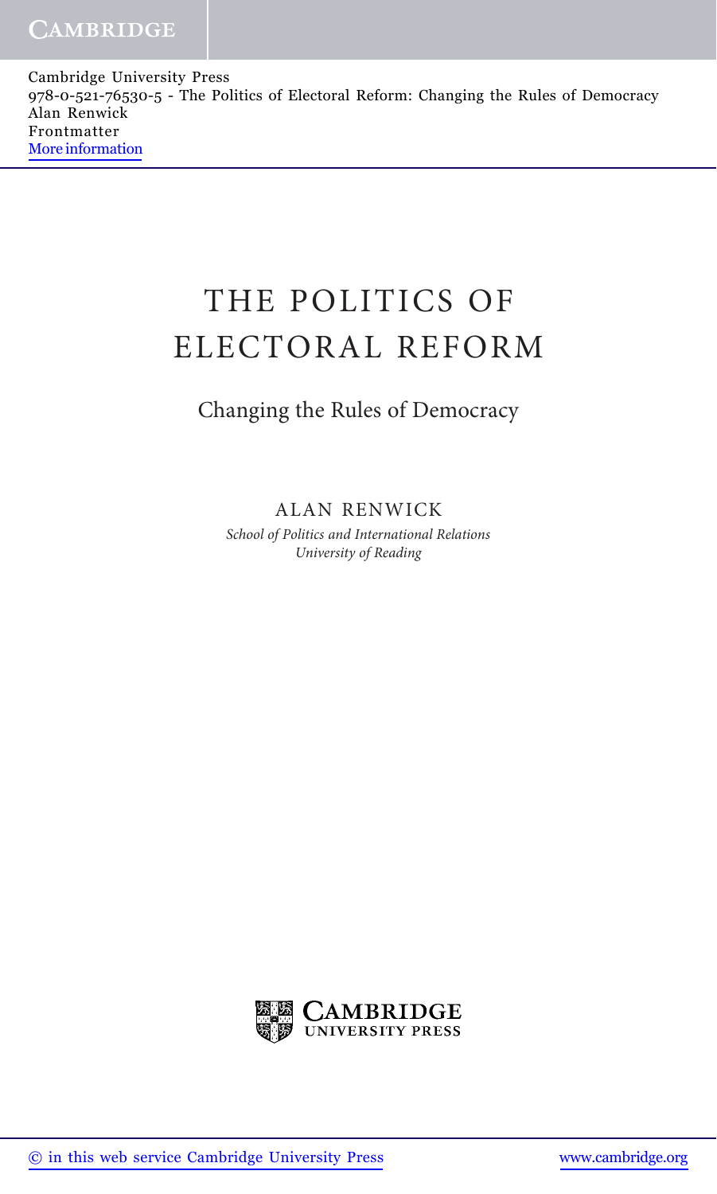# THE POLITICS OF ELECTORAL REFORM

## Changing the Rules of Democracy

ALAN RENWICK

*School of Politics and International Relations*
*University of Reading*

CAMBRIDGE
UNIVERSITY PRESS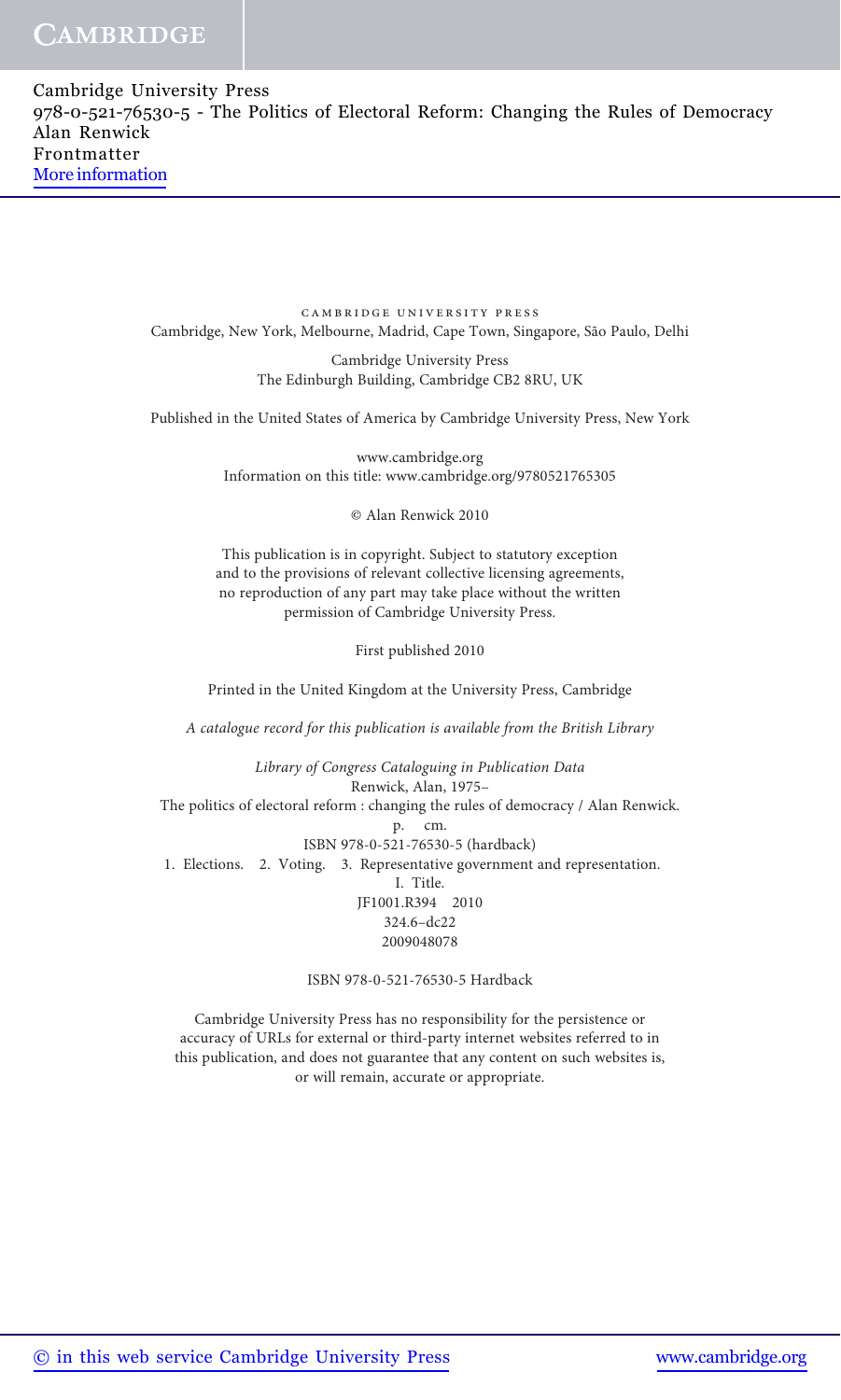CAMBRIDGE UNIVERSITY PRESS
Cambridge, New York, Melbourne, Madrid, Cape Town, Singapore, São Paulo, Delhi

Cambridge University Press
The Edinburgh Building, Cambridge CB2 8RU, UK

Published in the United States of America by Cambridge University Press, New York

www.cambridge.org
Information on this title: www.cambridge.org/9780521765305

© Alan Renwick 2010

This publication is in copyright. Subject to statutory exception
and to the provisions of relevant collective licensing agreements,
no reproduction of any part may take place without the written
permission of Cambridge University Press.

First published 2010

Printed in the United Kingdom at the University Press, Cambridge

*A catalogue record for this publication is available from the British Library*

*Library of Congress Cataloguing in Publication Data*
Renwick, Alan, 1975–
The politics of electoral reform : changing the rules of democracy / Alan Renwick.
p. cm.
ISBN 978-0-521-76530-5 (hardback)
1. Elections. 2. Voting. 3. Representative government and representation.
I. Title.
JF1001.R394 2010
324.6–dc22
2009048078

ISBN 978-0-521-76530-5 Hardback

Cambridge University Press has no responsibility for the persistence or
accuracy of URLs for external or third-party internet websites referred to in
this publication, and does not guarantee that any content on such websites is,
or will remain, accurate or appropriate.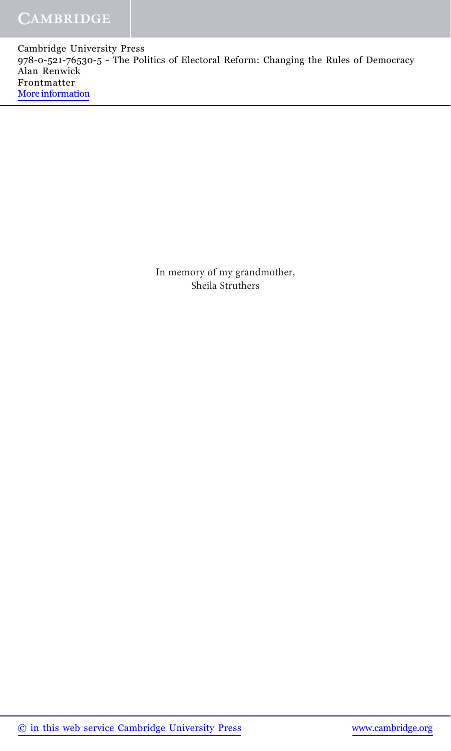In memory of my grandmother,
Sheila Struthers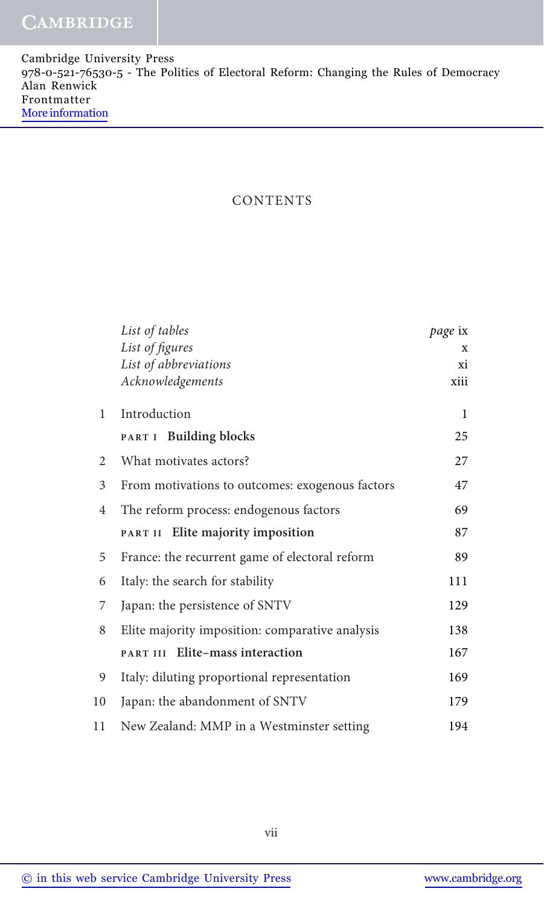# CONTENTS

| | | |
|---|---|---|
| | *List of tables* | *page* ix |
| | *List of figures* | x |
| | *List of abbreviations* | xi |
| | *Acknowledgements* | xiii |
| 1 | Introduction | 1 |
| | PART I **Building blocks** | 25 |
| 2 | What motivates actors? | 27 |
| 3 | From motivations to outcomes: exogenous factors | 47 |
| 4 | The reform process: endogenous factors | 69 |
| | PART II **Elite majority imposition** | 87 |
| 5 | France: the recurrent game of electoral reform | 89 |
| 6 | Italy: the search for stability | 111 |
| 7 | Japan: the persistence of SNTV | 129 |
| 8 | Elite majority imposition: comparative analysis | 138 |
| | PART III **Elite–mass interaction** | 167 |
| 9 | Italy: diluting proportional representation | 169 |
| 10 | Japan: the abandonment of SNTV | 179 |
| 11 | New Zealand: MMP in a Westminster setting | 194 |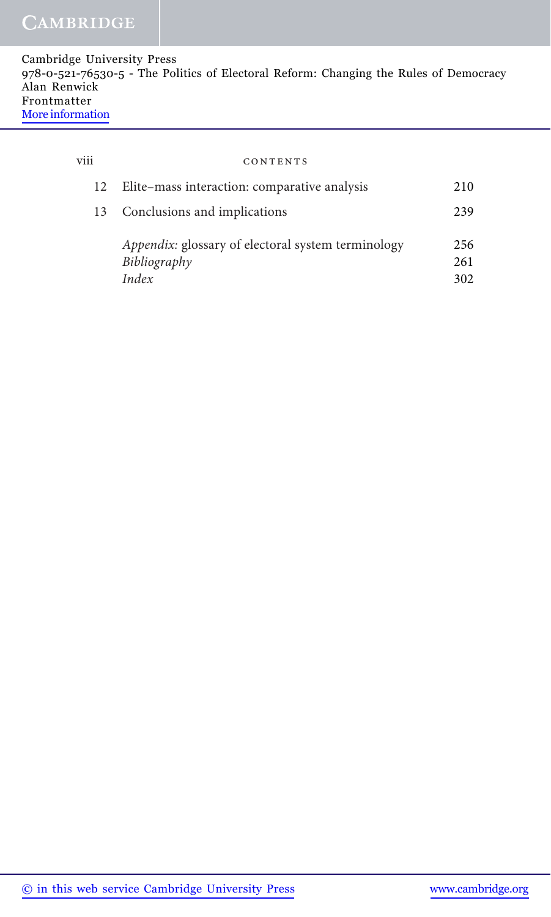| | | |
|---|---|---|
| 12 | Elite–mass interaction: comparative analysis | 210 |
| 13 | Conclusions and implications | 239 |
| | *Appendix:* glossary of electoral system terminology | 256 |
| | *Bibliography* | 261 |
| | *Index* | 302 |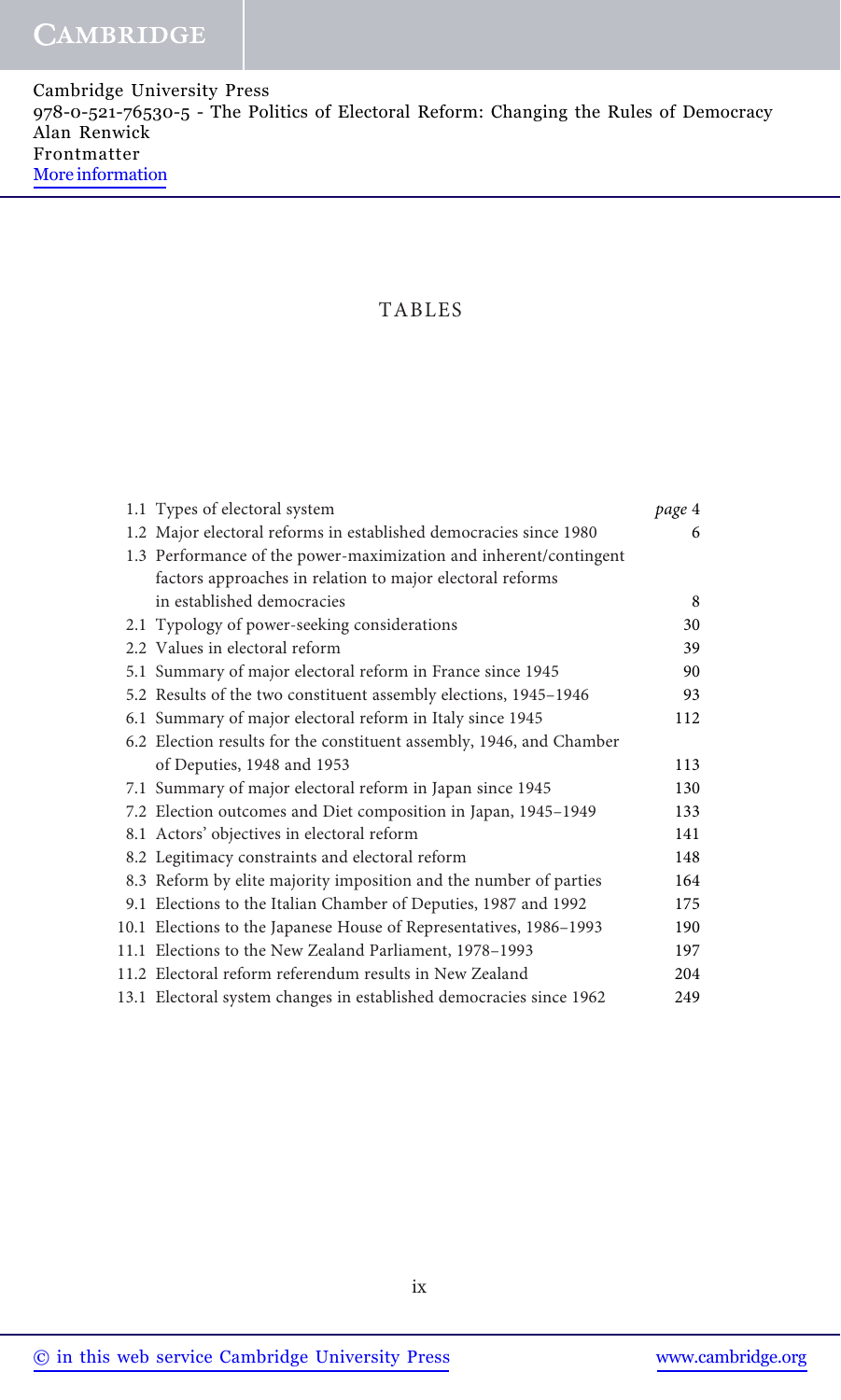# TABLES

| | | |
|---|---|---|
| 1.1 | Types of electoral system | *page* 4 |
| 1.2 | Major electoral reforms in established democracies since 1980 | 6 |
| 1.3 | Performance of the power-maximization and inherent/contingent factors approaches in relation to major electoral reforms in established democracies | 8 |
| 2.1 | Typology of power-seeking considerations | 30 |
| 2.2 | Values in electoral reform | 39 |
| 5.1 | Summary of major electoral reform in France since 1945 | 90 |
| 5.2 | Results of the two constituent assembly elections, 1945–1946 | 93 |
| 6.1 | Summary of major electoral reform in Italy since 1945 | 112 |
| 6.2 | Election results for the constituent assembly, 1946, and Chamber of Deputies, 1948 and 1953 | 113 |
| 7.1 | Summary of major electoral reform in Japan since 1945 | 130 |
| 7.2 | Election outcomes and Diet composition in Japan, 1945–1949 | 133 |
| 8.1 | Actors' objectives in electoral reform | 141 |
| 8.2 | Legitimacy constraints and electoral reform | 148 |
| 8.3 | Reform by elite majority imposition and the number of parties | 164 |
| 9.1 | Elections to the Italian Chamber of Deputies, 1987 and 1992 | 175 |
| 10.1 | Elections to the Japanese House of Representatives, 1986–1993 | 190 |
| 11.1 | Elections to the New Zealand Parliament, 1978–1993 | 197 |
| 11.2 | Electoral reform referendum results in New Zealand | 204 |
| 13.1 | Electoral system changes in established democracies since 1962 | 249 |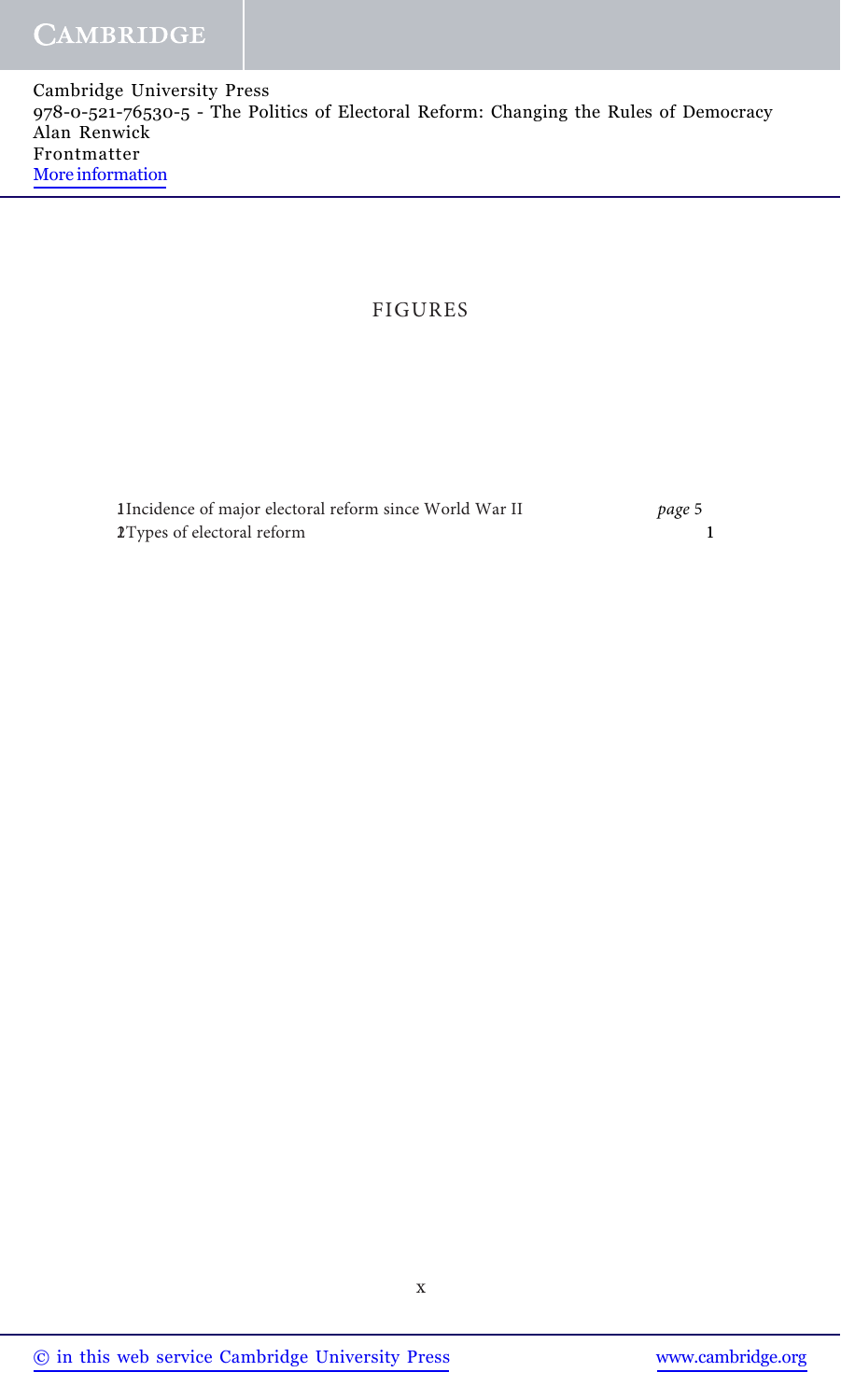# FIGURES

1 Incidence of major electoral reform since World War II *page* 5

2 Types of electoral reform 1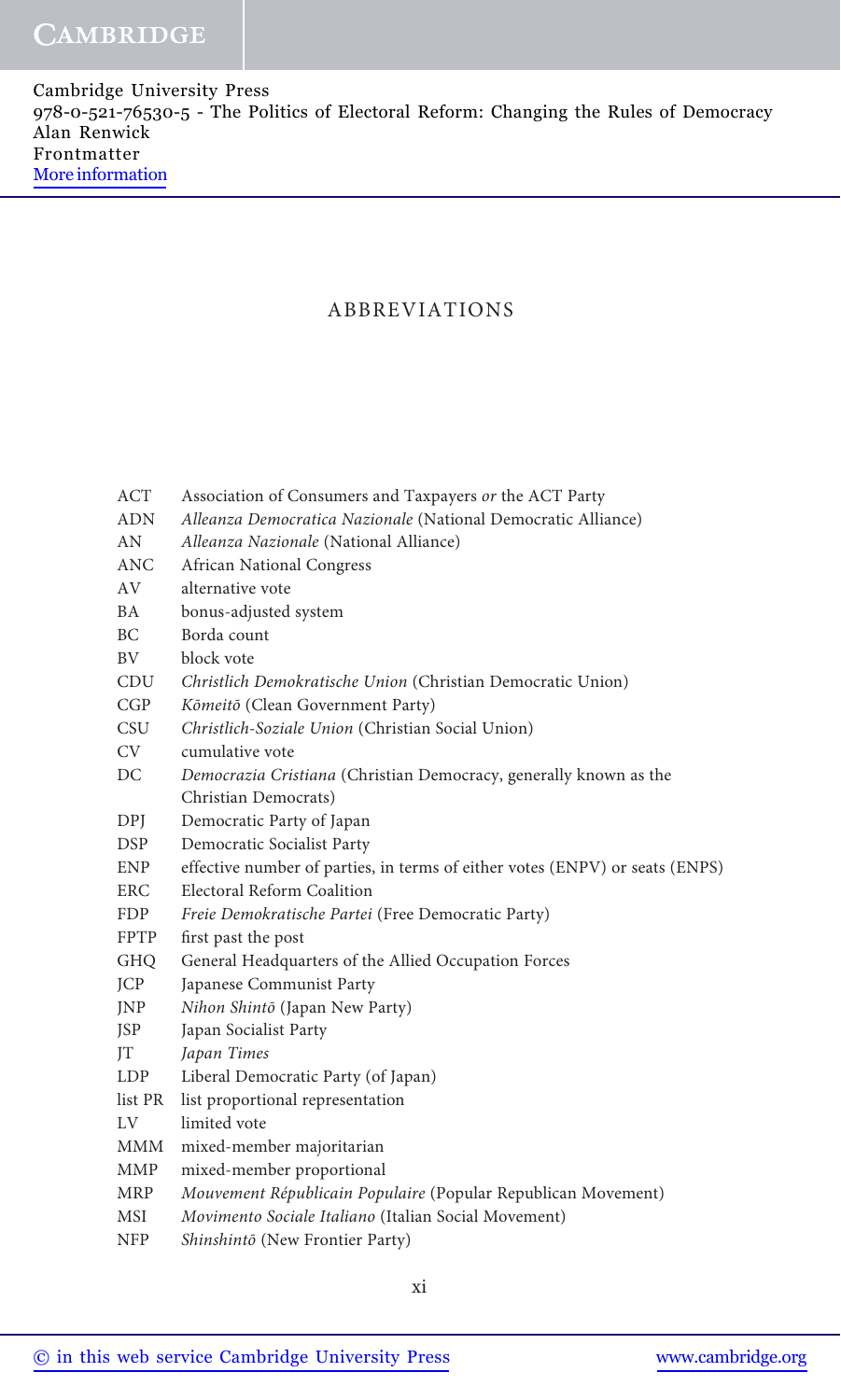# ABBREVIATIONS

| | |
|---|---|
| ACT | Association of Consumers and Taxpayers *or* the ACT Party |
| ADN | *Alleanza Democratica Nazionale* (National Democratic Alliance) |
| AN | *Alleanza Nazionale* (National Alliance) |
| ANC | African National Congress |
| AV | alternative vote |
| BA | bonus-adjusted system |
| BC | Borda count |
| BV | block vote |
| CDU | *Christlich Demokratische Union* (Christian Democratic Union) |
| CGP | *Kōmeitō* (Clean Government Party) |
| CSU | *Christlich-Soziale Union* (Christian Social Union) |
| CV | cumulative vote |
| DC | *Democrazia Cristiana* (Christian Democracy, generally known as the Christian Democrats) |
| DPJ | Democratic Party of Japan |
| DSP | Democratic Socialist Party |
| ENP | effective number of parties, in terms of either votes (ENPV) or seats (ENPS) |
| ERC | Electoral Reform Coalition |
| FDP | *Freie Demokratische Partei* (Free Democratic Party) |
| FPTP | first past the post |
| GHQ | General Headquarters of the Allied Occupation Forces |
| JCP | Japanese Communist Party |
| JNP | *Nihon Shintō* (Japan New Party) |
| JSP | Japan Socialist Party |
| JT | *Japan Times* |
| LDP | Liberal Democratic Party (of Japan) |
| list PR | list proportional representation |
| LV | limited vote |
| MMM | mixed-member majoritarian |
| MMP | mixed-member proportional |
| MRP | *Mouvement Républicain Populaire* (Popular Republican Movement) |
| MSI | *Movimento Sociale Italiano* (Italian Social Movement) |
| NFP | *Shinshintō* (New Frontier Party) |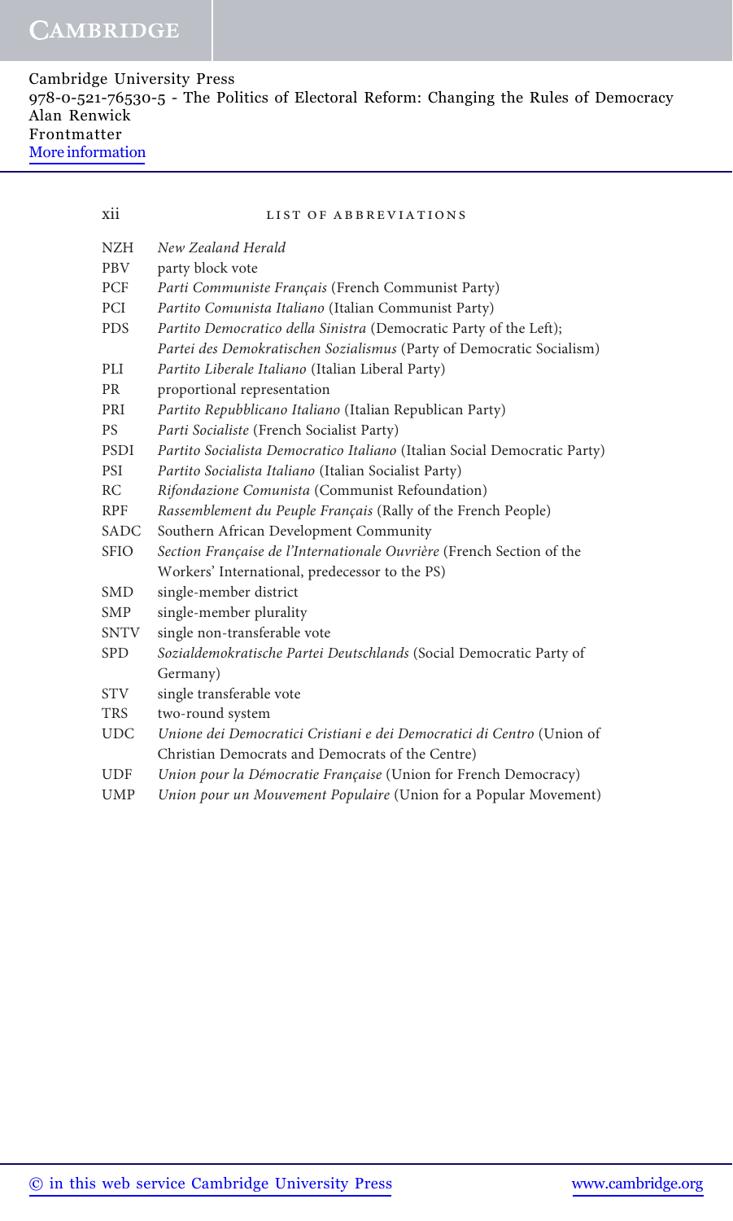| | |
|---|---|
| NZH | *New Zealand Herald* |
| PBV | party block vote |
| PCF | *Parti Communiste Français* (French Communist Party) |
| PCI | *Partito Comunista Italiano* (Italian Communist Party) |
| PDS | *Partito Democratico della Sinistra* (Democratic Party of the Left); *Partei des Demokratischen Sozialismus* (Party of Democratic Socialism) |
| PLI | *Partito Liberale Italiano* (Italian Liberal Party) |
| PR | proportional representation |
| PRI | *Partito Repubblicano Italiano* (Italian Republican Party) |
| PS | *Parti Socialiste* (French Socialist Party) |
| PSDI | *Partito Socialista Democratico Italiano* (Italian Social Democratic Party) |
| PSI | *Partito Socialista Italiano* (Italian Socialist Party) |
| RC | *Rifondazione Comunista* (Communist Refoundation) |
| RPF | *Rassemblement du Peuple Français* (Rally of the French People) |
| SADC | Southern African Development Community |
| SFIO | *Section Française de l'Internationale Ouvrière* (French Section of the Workers' International, predecessor to the PS) |
| SMD | single-member district |
| SMP | single-member plurality |
| SNTV | single non-transferable vote |
| SPD | *Sozialdemokratische Partei Deutschlands* (Social Democratic Party of Germany) |
| STV | single transferable vote |
| TRS | two-round system |
| UDC | *Unione dei Democratici Cristiani e dei Democratici di Centro* (Union of Christian Democrats and Democrats of the Centre) |
| UDF | *Union pour la Démocratie Française* (Union for French Democracy) |
| UMP | *Union pour un Mouvement Populaire* (Union for a Popular Movement) |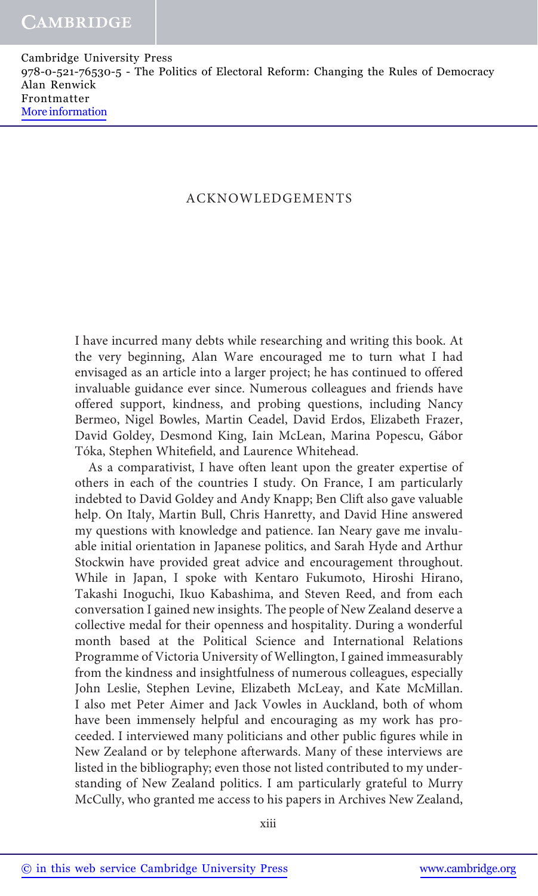# ACKNOWLEDGEMENTS

I have incurred many debts while researching and writing this book. At the very beginning, Alan Ware encouraged me to turn what I had envisaged as an article into a larger project; he has continued to offered invaluable guidance ever since. Numerous colleagues and friends have offered support, kindness, and probing questions, including Nancy Bermeo, Nigel Bowles, Martin Ceadel, David Erdos, Elizabeth Frazer, David Goldey, Desmond King, Iain McLean, Marina Popescu, Gábor Tóka, Stephen Whitefield, and Laurence Whitehead.

As a comparativist, I have often leant upon the greater expertise of others in each of the countries I study. On France, I am particularly indebted to David Goldey and Andy Knapp; Ben Clift also gave valuable help. On Italy, Martin Bull, Chris Hanretty, and David Hine answered my questions with knowledge and patience. Ian Neary gave me invaluable initial orientation in Japanese politics, and Sarah Hyde and Arthur Stockwin have provided great advice and encouragement throughout. While in Japan, I spoke with Kentaro Fukumoto, Hiroshi Hirano, Takashi Inoguchi, Ikuo Kabashima, and Steven Reed, and from each conversation I gained new insights. The people of New Zealand deserve a collective medal for their openness and hospitality. During a wonderful month based at the Political Science and International Relations Programme of Victoria University of Wellington, I gained immeasurably from the kindness and insightfulness of numerous colleagues, especially John Leslie, Stephen Levine, Elizabeth McLeay, and Kate McMillan. I also met Peter Aimer and Jack Vowles in Auckland, both of whom have been immensely helpful and encouraging as my work has proceeded. I interviewed many politicians and other public figures while in New Zealand or by telephone afterwards. Many of these interviews are listed in the bibliography; even those not listed contributed to my understanding of New Zealand politics. I am particularly grateful to Murry McCully, who granted me access to his papers in Archives New Zealand,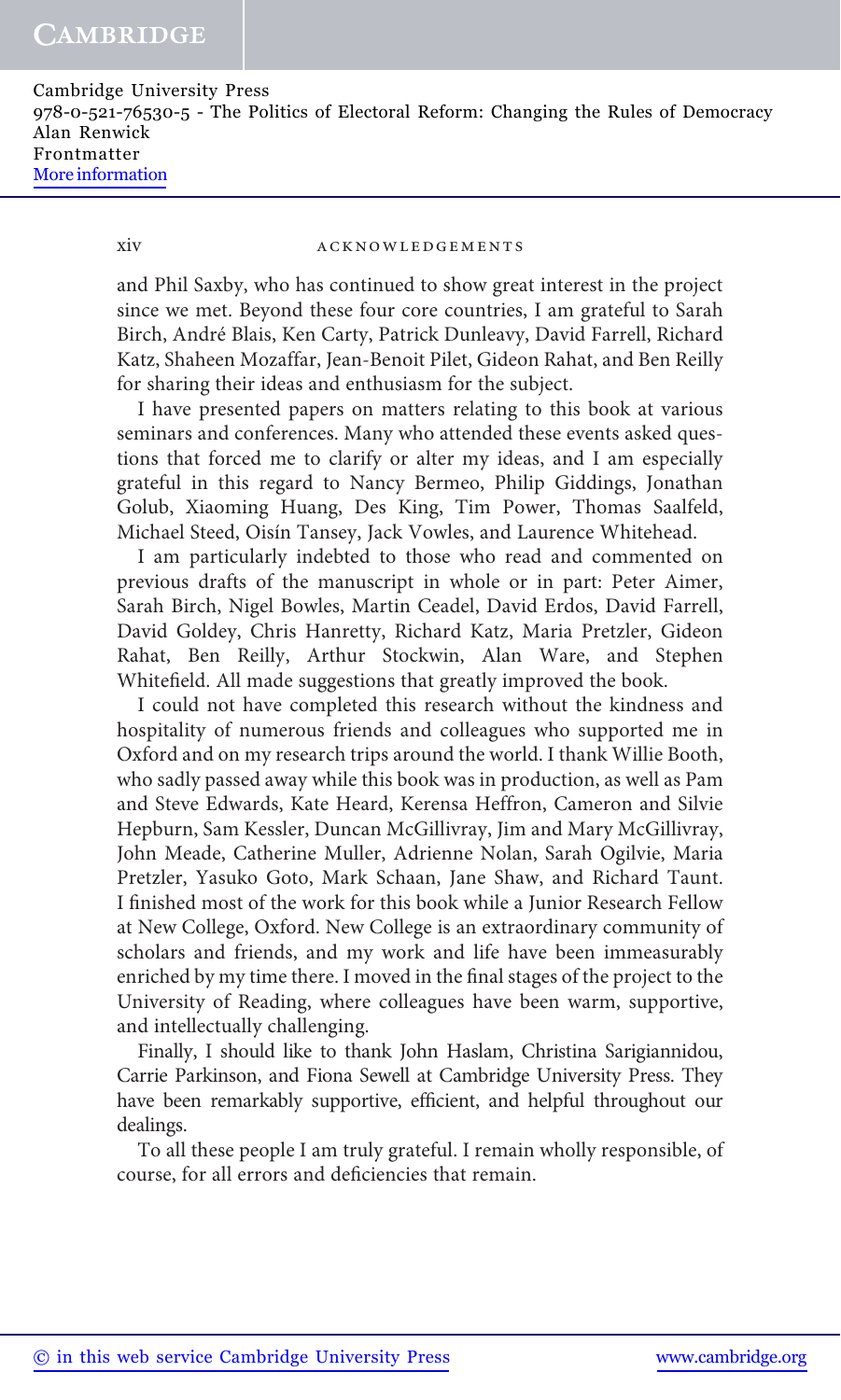and Phil Saxby, who has continued to show great interest in the project since we met. Beyond these four core countries, I am grateful to Sarah Birch, André Blais, Ken Carty, Patrick Dunleavy, David Farrell, Richard Katz, Shaheen Mozaffar, Jean-Benoit Pilet, Gideon Rahat, and Ben Reilly for sharing their ideas and enthusiasm for the subject.

I have presented papers on matters relating to this book at various seminars and conferences. Many who attended these events asked questions that forced me to clarify or alter my ideas, and I am especially grateful in this regard to Nancy Bermeo, Philip Giddings, Jonathan Golub, Xiaoming Huang, Des King, Tim Power, Thomas Saalfeld, Michael Steed, Oisín Tansey, Jack Vowles, and Laurence Whitehead.

I am particularly indebted to those who read and commented on previous drafts of the manuscript in whole or in part: Peter Aimer, Sarah Birch, Nigel Bowles, Martin Ceadel, David Erdos, David Farrell, David Goldey, Chris Hanretty, Richard Katz, Maria Pretzler, Gideon Rahat, Ben Reilly, Arthur Stockwin, Alan Ware, and Stephen Whitefield. All made suggestions that greatly improved the book.

I could not have completed this research without the kindness and hospitality of numerous friends and colleagues who supported me in Oxford and on my research trips around the world. I thank Willie Booth, who sadly passed away while this book was in production, as well as Pam and Steve Edwards, Kate Heard, Kerensa Heffron, Cameron and Silvie Hepburn, Sam Kessler, Duncan McGillivray, Jim and Mary McGillivray, John Meade, Catherine Muller, Adrienne Nolan, Sarah Ogilvie, Maria Pretzler, Yasuko Goto, Mark Schaan, Jane Shaw, and Richard Taunt. I finished most of the work for this book while a Junior Research Fellow at New College, Oxford. New College is an extraordinary community of scholars and friends, and my work and life have been immeasurably enriched by my time there. I moved in the final stages of the project to the University of Reading, where colleagues have been warm, supportive, and intellectually challenging.

Finally, I should like to thank John Haslam, Christina Sarigiannidou, Carrie Parkinson, and Fiona Sewell at Cambridge University Press. They have been remarkably supportive, efficient, and helpful throughout our dealings.

To all these people I am truly grateful. I remain wholly responsible, of course, for all errors and deficiencies that remain.